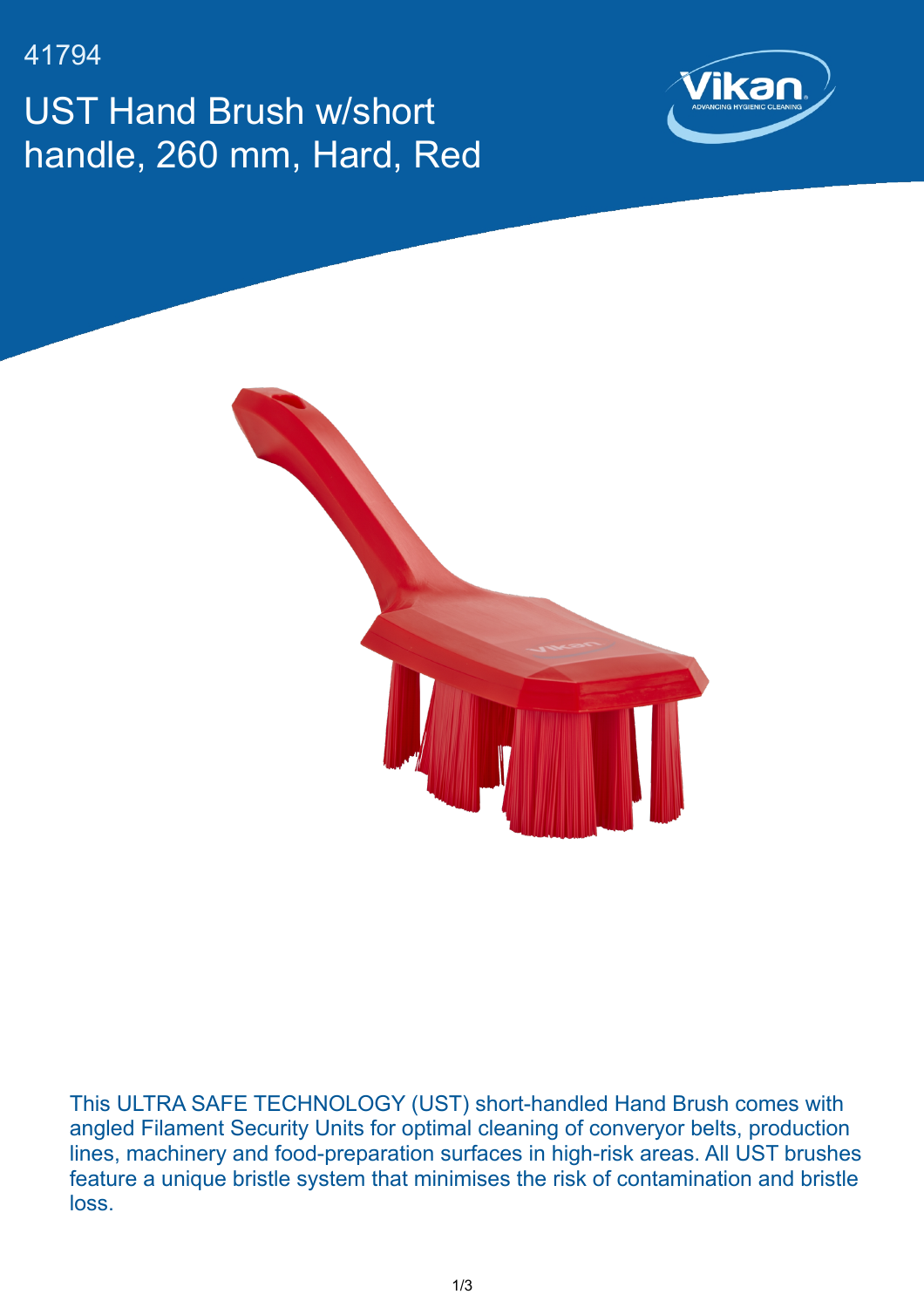41794

# UST Hand Brush w/short handle, 260 mm, Hard, Red

This ULTRA SAFE TECHNOLOGY (UST) short-handled Hand Brush comes with angled Filament Security Units for optimal cleaning of converyor belts, production lines, machinery and food-preparation surfaces in high-risk areas. All UST brushes feature a unique bristle system that minimises the risk of contamination and bristle loss.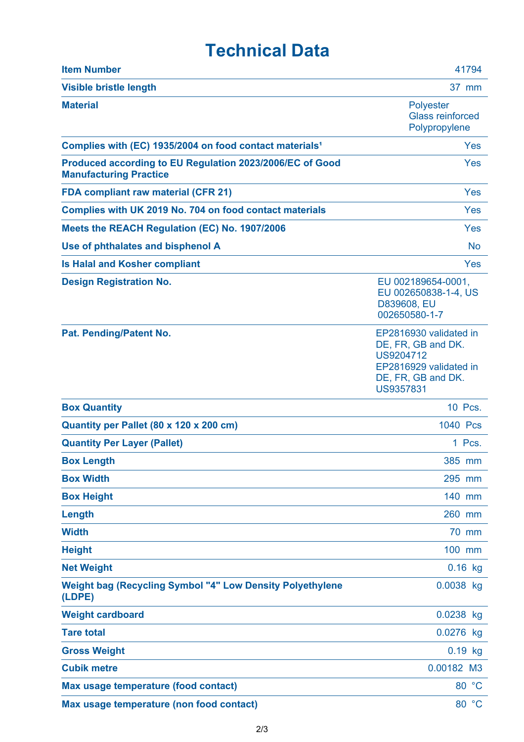# Technical Data

| | |
|---|---|
| **Item Number** | 41794 |
| **Visible bristle length** | 37 mm |
| **Material** | Polyester<br>Glass reinforced Polypropylene |
| **Complies with (EC) 1935/2004 on food contact materials¹** | Yes |
| **Produced according to EU Regulation 2023/2006/EC of Good Manufacturing Practice** | Yes |
| **FDA compliant raw material (CFR 21)** | Yes |
| **Complies with UK 2019 No. 704 on food contact materials** | Yes |
| **Meets the REACH Regulation (EC) No. 1907/2006** | Yes |
| **Use of phthalates and bisphenol A** | No |
| **Is Halal and Kosher compliant** | Yes |
| **Design Registration No.** | EU 002189654-0001, EU 002650838-1-4, US D839608, EU 002650580-1-7 |
| **Pat. Pending/Patent No.** | EP2816930 validated in DE, FR, GB and DK. US9204712<br>EP2816929 validated in DE, FR, GB and DK. US9357831 |
| **Box Quantity** | 10 Pcs. |
| **Quantity per Pallet (80 x 120 x 200 cm)** | 1040 Pcs |
| **Quantity Per Layer (Pallet)** | 1 Pcs. |
| **Box Length** | 385 mm |
| **Box Width** | 295 mm |
| **Box Height** | 140 mm |
| **Length** | 260 mm |
| **Width** | 70 mm |
| **Height** | 100 mm |
| **Net Weight** | 0.16 kg |
| **Weight bag (Recycling Symbol "4" Low Density Polyethylene (LDPE)** | 0.0038 kg |
| **Weight cardboard** | 0.0238 kg |
| **Tare total** | 0.0276 kg |
| **Gross Weight** | 0.19 kg |
| **Cubik metre** | 0.00182 M3 |
| **Max usage temperature (food contact)** | 80 °C |
| **Max usage temperature (non food contact)** | 80 °C |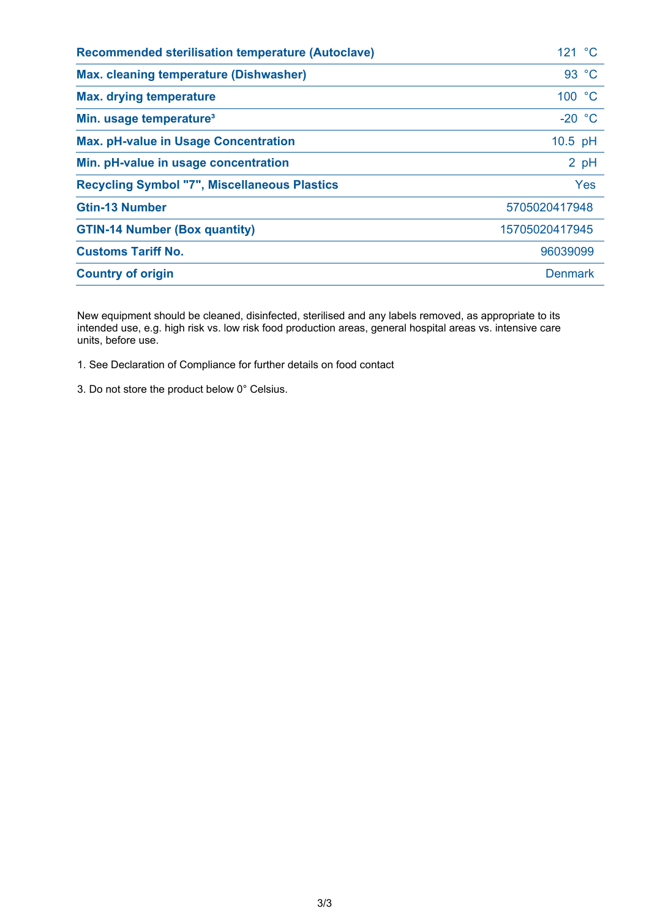| | |
|---|---|
| **Recommended sterilisation temperature (Autoclave)** | 121 °C |
| **Max. cleaning temperature (Dishwasher)** | 93 °C |
| **Max. drying temperature** | 100 °C |
| **Min. usage temperature[3]** | -20 °C |
| **Max. pH-value in Usage Concentration** | 10.5 pH |
| **Min. pH-value in usage concentration** | 2 pH |
| **Recycling Symbol "7", Miscellaneous Plastics** | Yes |
| **Gtin-13 Number** | 5705020417948 |
| **GTIN-14 Number (Box quantity)** | 15705020417945 |
| **Customs Tariff No.** | 96039099 |
| **Country of origin** | Denmark |

New equipment should be cleaned, disinfected, sterilised and any labels removed, as appropriate to its intended use, e.g. high risk vs. low risk food production areas, general hospital areas vs. intensive care units, before use.

1. See Declaration of Compliance for further details on food contact

3. Do not store the product below 0° Celsius.